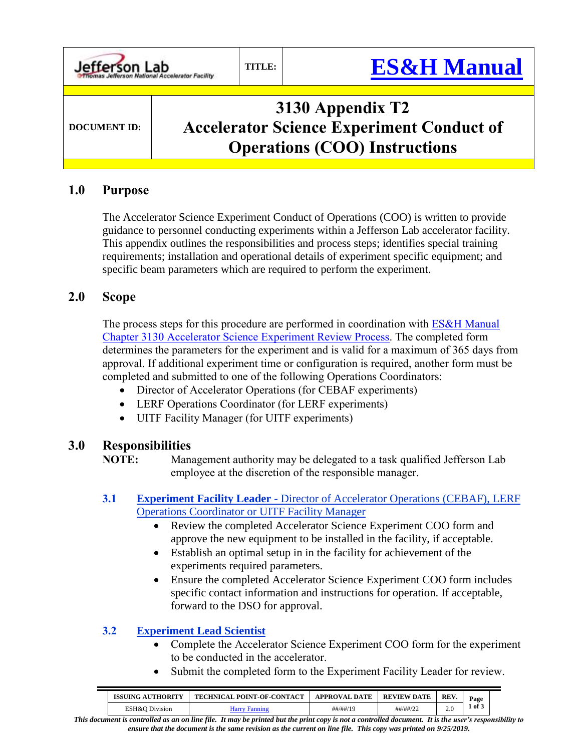| Jefferson Lab Thomas Jefferson National Accelerator Facility | TITLE: | ES&H Manual |
|---|---|---|
| DOCUMENT ID: | 3130 Appendix T2 Accelerator Science Experiment Conduct of Operations (COO) Instructions | |

## 1.0 Purpose

The Accelerator Science Experiment Conduct of Operations (COO) is written to provide guidance to personnel conducting experiments within a Jefferson Lab accelerator facility. This appendix outlines the responsibilities and process steps; identifies special training requirements; installation and operational details of experiment specific equipment; and specific beam parameters which are required to perform the experiment.

## 2.0 Scope

The process steps for this procedure are performed in coordination with ES&H Manual Chapter 3130 Accelerator Science Experiment Review Process. The completed form determines the parameters for the experiment and is valid for a maximum of 365 days from approval. If additional experiment time or configuration is required, another form must be completed and submitted to one of the following Operations Coordinators:

- Director of Accelerator Operations (for CEBAF experiments)
- LERF Operations Coordinator (for LERF experiments)
- UITF Facility Manager (for UITF experiments)

## 3.0 Responsibilities

**NOTE:** Management authority may be delegated to a task qualified Jefferson Lab employee at the discretion of the responsible manager.

### 3.1 Experiment Facility Leader - Director of Accelerator Operations (CEBAF), LERF Operations Coordinator or UITF Facility Manager

- Review the completed Accelerator Science Experiment COO form and approve the new equipment to be installed in the facility, if acceptable.
- Establish an optimal setup in in the facility for achievement of the experiments required parameters.
- Ensure the completed Accelerator Science Experiment COO form includes specific contact information and instructions for operation. If acceptable, forward to the DSO for approval.

### 3.2 Experiment Lead Scientist

- Complete the Accelerator Science Experiment COO form for the experiment to be conducted in the accelerator.
- Submit the completed form to the Experiment Facility Leader for review.

| ISSUING AUTHORITY | TECHNICAL POINT-OF-CONTACT | APPROVAL DATE | REVIEW DATE | REV. |
|---|---|---|---|---|
| ESH&Q Division | Harry Fanning | ##/##/19 | ##/##/22 | 2.0 |

*This document is controlled as an on line file. It may be printed but the print copy is not a controlled document. It is the user's responsibility to ensure that the document is the same revision as the current on line file. This copy was printed on 9/25/2019.*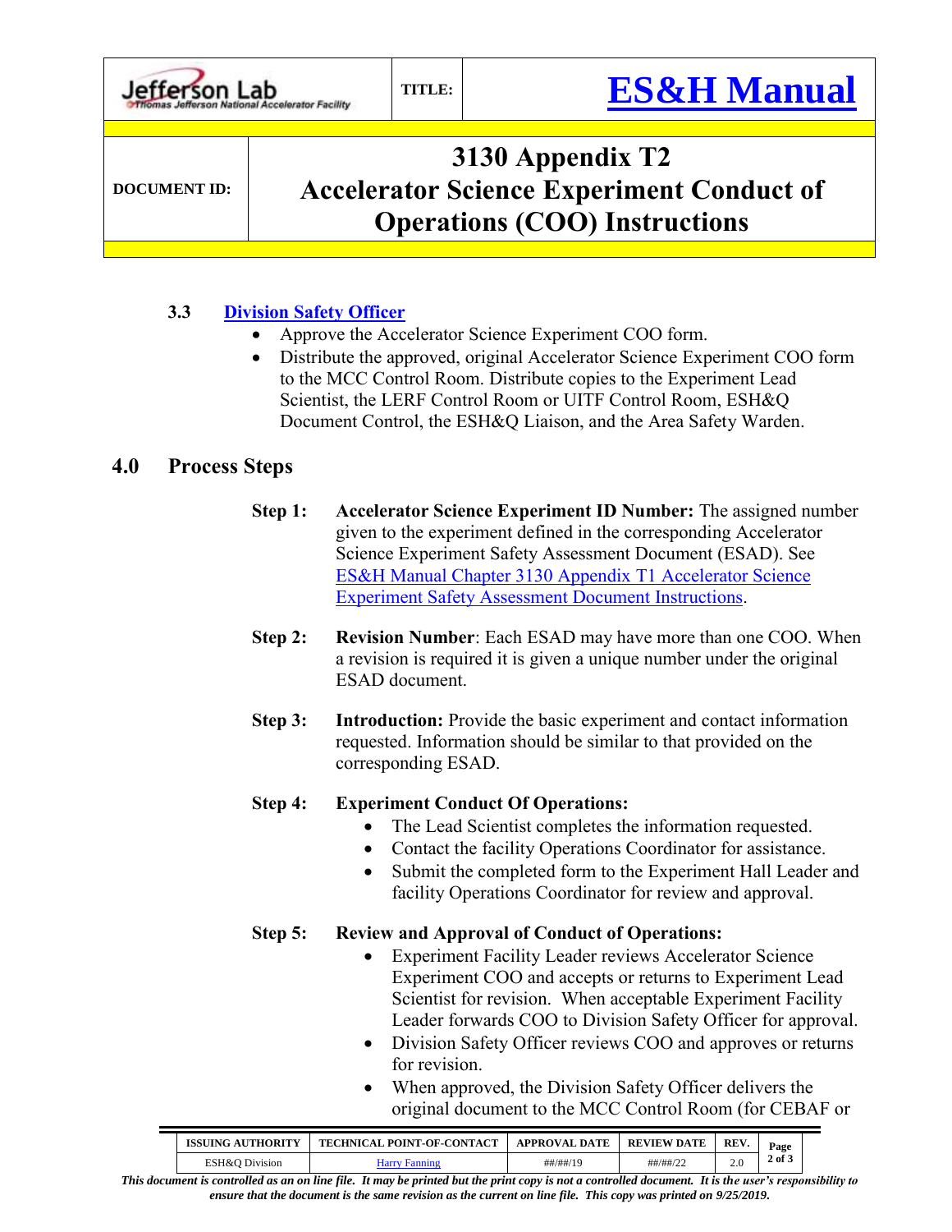### 3.3 Division Safety Officer

- Approve the Accelerator Science Experiment COO form.
- Distribute the approved, original Accelerator Science Experiment COO form to the MCC Control Room. Distribute copies to the Experiment Lead Scientist, the LERF Control Room or UITF Control Room, ESH&Q Document Control, the ESH&Q Liaison, and the Area Safety Warden.

## 4.0 Process Steps

**Step 1:** **Accelerator Science Experiment ID Number:** The assigned number given to the experiment defined in the corresponding Accelerator Science Experiment Safety Assessment Document (ESAD). See ES&H Manual Chapter 3130 Appendix T1 Accelerator Science Experiment Safety Assessment Document Instructions.

**Step 2:** **Revision Number**: Each ESAD may have more than one COO. When a revision is required it is given a unique number under the original ESAD document.

**Step 3:** **Introduction:** Provide the basic experiment and contact information requested. Information should be similar to that provided on the corresponding ESAD.

**Step 4:** **Experiment Conduct Of Operations:**

- The Lead Scientist completes the information requested.
- Contact the facility Operations Coordinator for assistance.
- Submit the completed form to the Experiment Hall Leader and facility Operations Coordinator for review and approval.

**Step 5:** **Review and Approval of Conduct of Operations:**

- Experiment Facility Leader reviews Accelerator Science Experiment COO and accepts or returns to Experiment Lead Scientist for revision. When acceptable Experiment Facility Leader forwards COO to Division Safety Officer for approval.
- Division Safety Officer reviews COO and approves or returns for revision.
- When approved, the Division Safety Officer delivers the original document to the MCC Control Room (for CEBAF or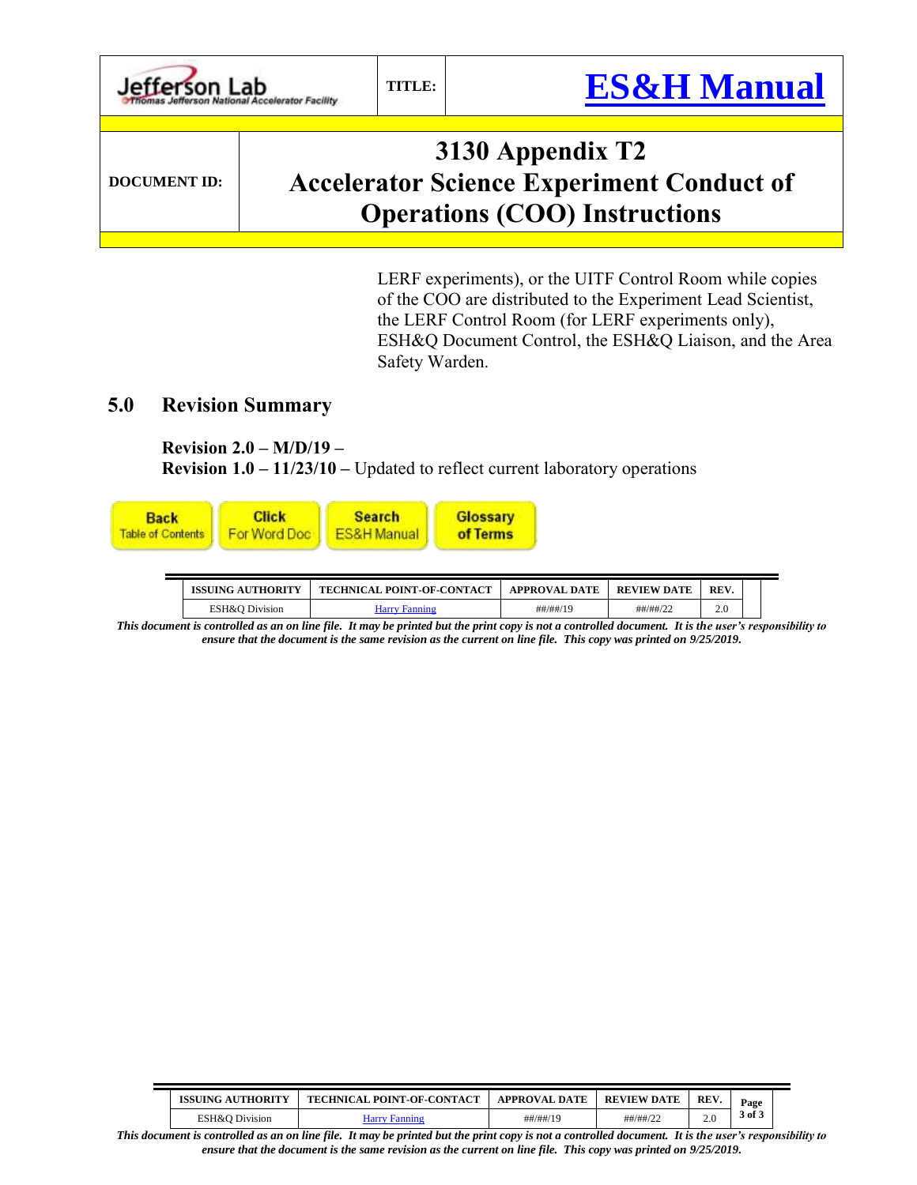LERF experiments), or the UITF Control Room while copies of the COO are distributed to the Experiment Lead Scientist, the LERF Control Room (for LERF experiments only), ESH&Q Document Control, the ESH&Q Liaison, and the Area Safety Warden.

## 5.0 Revision Summary

**Revision 2.0 – M/D/19 –**
**Revision 1.0 – 11/23/10 –** Updated to reflect current laboratory operations

Back Table of Contents | Click For Word Doc | Search ES&H Manual | Glossary of Terms

| ISSUING AUTHORITY | TECHNICAL POINT-OF-CONTACT | APPROVAL DATE | REVIEW DATE | REV. |
| --- | --- | --- | --- | --- |
| ESH&Q Division | Harry Fanning | ##/##/19 | ##/##/22 | 2.0 |

*This document is controlled as an on line file. It may be printed but the print copy is not a controlled document. It is the user's responsibility to ensure that the document is the same revision as the current on line file. This copy was printed on 9/25/2019.*